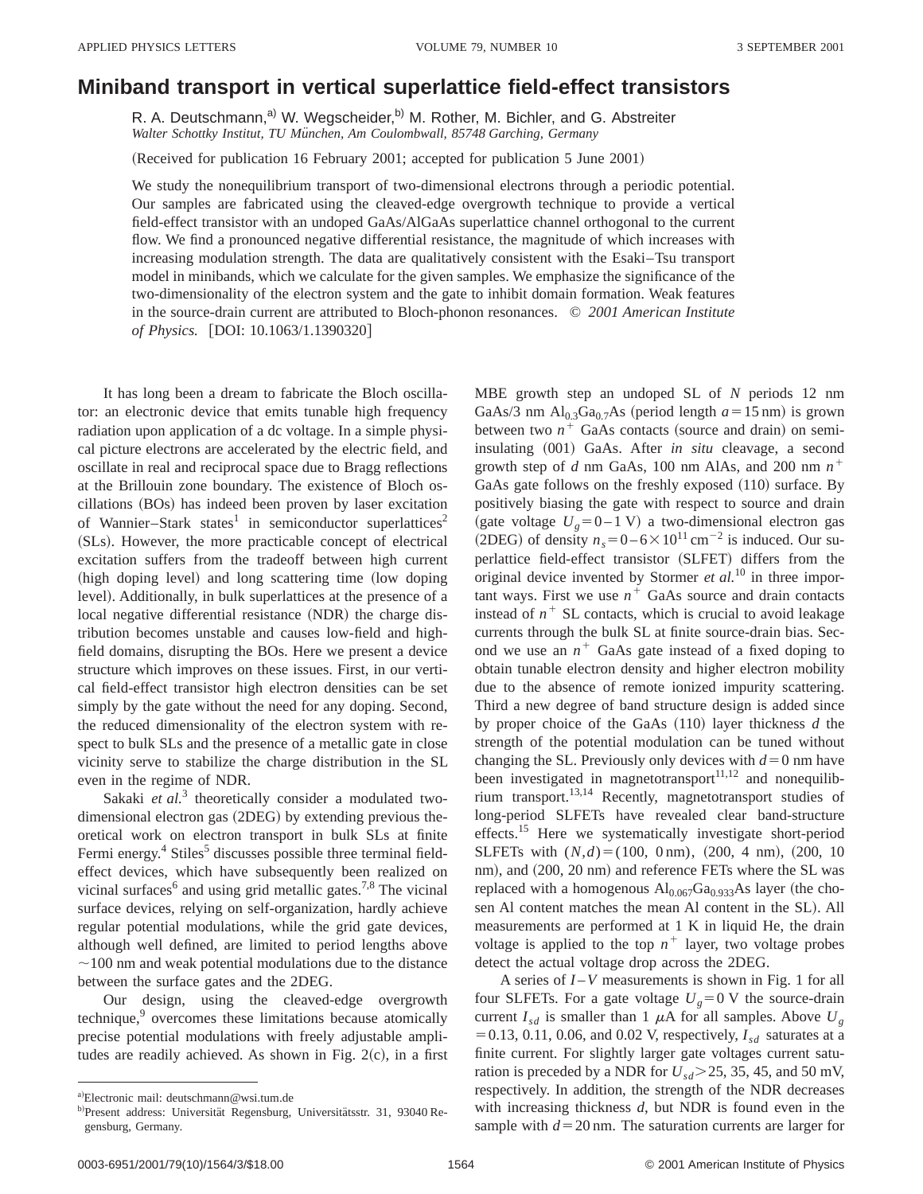# Miniband transport in vertical superlattice field-effect transistors

R. A. Deutschmann,[a] W. Wegscheider,[b] M. Rother, M. Bichler, and G. Abstreiter

*Walter Schottky Institut, TU München, Am Coulombwall, 85748 Garching, Germany*

(Received for publication 16 February 2001; accepted for publication 5 June 2001)

We study the nonequilibrium transport of two-dimensional electrons through a periodic potential. Our samples are fabricated using the cleaved-edge overgrowth technique to provide a vertical field-effect transistor with an undoped GaAs/AlGaAs superlattice channel orthogonal to the current flow. We find a pronounced negative differential resistance, the magnitude of which increases with increasing modulation strength. The data are qualitatively consistent with the Esaki–Tsu transport model in minibands, which we calculate for the given samples. We emphasize the significance of the two-dimensionality of the electron system and the gate to inhibit domain formation. Weak features in the source-drain current are attributed to Bloch-phonon resonances. © *2001 American Institute of Physics.* [DOI: 10.1063/1.1390320]

It has long been a dream to fabricate the Bloch oscillator: an electronic device that emits tunable high frequency radiation upon application of a dc voltage. In a simple physical picture electrons are accelerated by the electric field, and oscillate in real and reciprocal space due to Bragg reflections at the Brillouin zone boundary. The existence of Bloch oscillations (BOs) has indeed been proven by laser excitation of Wannier–Stark states[1] in semiconductor superlattices[2] (SLs). However, the more practicable concept of electrical excitation suffers from the tradeoff between high current (high doping level) and long scattering time (low doping level). Additionally, in bulk superlattices at the presence of a local negative differential resistance (NDR) the charge distribution becomes unstable and causes low-field and high-field domains, disrupting the BOs. Here we present a device structure which improves on these issues. First, in our vertical field-effect transistor high electron densities can be set simply by the gate without the need for any doping. Second, the reduced dimensionality of the electron system with respect to bulk SLs and the presence of a metallic gate in close vicinity serve to stabilize the charge distribution in the SL even in the regime of NDR.

Sakaki *et al.*[3] theoretically consider a modulated two-dimensional electron gas (2DEG) by extending previous theoretical work on electron transport in bulk SLs at finite Fermi energy.[4] Stiles[5] discusses possible three terminal field-effect devices, which have subsequently been realized on vicinal surfaces[6] and using grid metallic gates.[7,8] The vicinal surface devices, relying on self-organization, hardly achieve regular potential modulations, while the grid gate devices, although well defined, are limited to period lengths above ~100 nm and weak potential modulations due to the distance between the surface gates and the 2DEG.

Our design, using the cleaved-edge overgrowth technique,[9] overcomes these limitations because atomically precise potential modulations with freely adjustable amplitudes are readily achieved. As shown in Fig. 2(c), in a first MBE growth step an undoped SL of $N$ periods 12 nm GaAs/3 nm $Al_{0.3}Ga_{0.7}As$ (period length $a = 15$ nm) is grown between two $n^+$ GaAs contacts (source and drain) on semi-insulating (001) GaAs. After *in situ* cleavage, a second growth step of $d$ nm GaAs, 100 nm AlAs, and 200 nm $n^+$ GaAs gate follows on the freshly exposed (110) surface. By positively biasing the gate with respect to source and drain (gate voltage $U_g = 0–1$ V) a two-dimensional electron gas (2DEG) of density $n_s = 0–6 \times 10^{11}\,\mathrm{cm}^{-2}$ is induced. Our superlattice field-effect transistor (SLFET) differs from the original device invented by Stormer *et al.*[10] in three important ways. First we use $n^+$ GaAs source and drain contacts instead of $n^+$ SL contacts, which is crucial to avoid leakage currents through the bulk SL at finite source-drain bias. Second we use an $n^+$ GaAs gate instead of a fixed doping to obtain tunable electron density and higher electron mobility due to the absence of remote ionized impurity scattering. Third a new degree of band structure design is added since by proper choice of the GaAs (110) layer thickness $d$ the strength of the potential modulation can be tuned without changing the SL. Previously only devices with $d = 0$ nm have been investigated in magnetotransport[11,12] and nonequilibrium transport.[13,14] Recently, magnetotransport studies of long-period SLFETs have revealed clear band-structure effects.[15] Here we systematically investigate short-period SLFETs with $(N,d) = (100, 0\,\mathrm{nm})$, $(200, 4\,\mathrm{nm})$, $(200, 10\,\mathrm{nm})$, and $(200, 20\,\mathrm{nm})$ and reference FETs where the SL was replaced with a homogenous $Al_{0.067}Ga_{0.933}As$ layer (the chosen Al content matches the mean Al content in the SL). All measurements are performed at 1 K in liquid He, the drain voltage is applied to the top $n^+$ layer, two voltage probes detect the actual voltage drop across the 2DEG.

A series of $I–V$ measurements is shown in Fig. 1 for all four SLFETs. For a gate voltage $U_g = 0$ V the source-drain current $I_{sd}$ is smaller than 1 $\mu$A for all samples. Above $U_g = 0.13$, 0.11, 0.06, and 0.02 V, respectively, $I_{sd}$ saturates at a finite current. For slightly larger gate voltages current saturation is preceded by a NDR for $U_{sd} > 25$, 35, 45, and 50 mV, respectively. In addition, the strength of the NDR decreases with increasing thickness $d$, but NDR is found even in the sample with $d = 20$ nm. The saturation currents are larger for

[a] Electronic mail: deutschmann@wsi.tum.de

[b] Present address: Universität Regensburg, Universitätsstr. 31, 93040 Regensburg, Germany.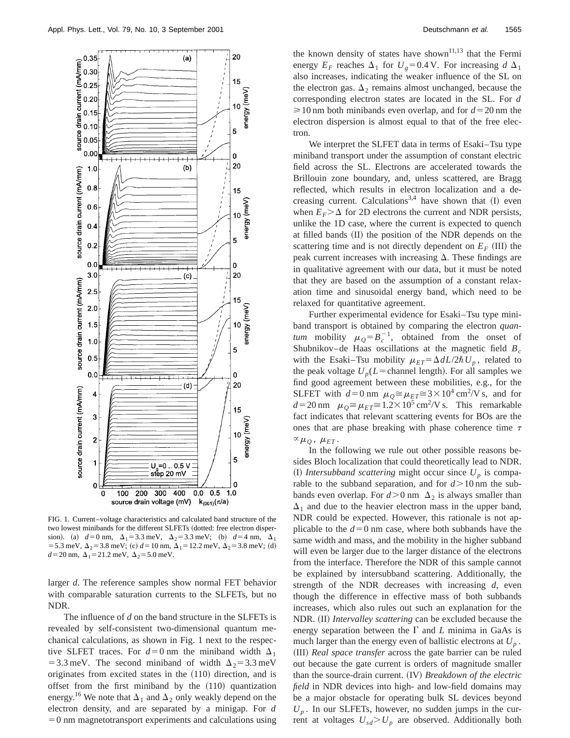FIG. 1. Current–voltage characteristics and calculated band structure of the two lowest minibands for the different SLFETs (dotted: free electron dispersion). (a) $d=0$ nm, $\Delta_1=3.3$ meV, $\Delta_2=3.3$ meV; (b) $d=4$ nm, $\Delta_1=5.3$ meV, $\Delta_2=3.8$ meV; (c) $d=10$ nm, $\Delta_1=12.2$ meV, $\Delta_2=3.8$ meV; (d) $d=20$ nm, $\Delta_1=21.2$ meV, $\Delta_2=5.0$ meV.

larger $d$. The reference samples show normal FET behavior with comparable saturation currents to the SLFETs, but no NDR.

The influence of $d$ on the band structure in the SLFETs is revealed by self-consistent two-dimensional quantum mechanical calculations, as shown in Fig. 1 next to the respective SLFET traces. For $d=0$ nm the miniband width $\Delta_1=3.3$ meV. The second miniband of width $\Delta_2=3.3$ meV originates from excited states in the (110) direction, and is offset from the first miniband by the (110) quantization energy.[16] We note that $\Delta_1$ and $\Delta_2$ only weakly depend on the electron density, and are separated by a minigap. For $d=0$ nm magnetotransport experiments and calculations using the known density of states have shown[11,13] that the Fermi energy $E_F$ reaches $\Delta_1$ for $U_g=0.4$ V. For increasing $d$ $\Delta_1$ also increases, indicating the weaker influence of the SL on the electron gas. $\Delta_2$ remains almost unchanged, because the corresponding electron states are located in the SL. For $d\geqslant 10$ nm both minibands even overlap, and for $d=20$ nm the electron dispersion is almost equal to that of the free electron.

We interpret the SLFET data in terms of Esaki–Tsu type miniband transport under the assumption of constant electric field across the SL. Electrons are accelerated towards the Brillouin zone boundary, and, unless scattered, are Bragg reflected, which results in electron localization and a decreasing current. Calculations[3,4] have shown that (I) even when $E_F>\Delta$ for 2D electrons the current and NDR persists, unlike the 1D case, where the current is expected to quench at filled bands (II) the position of the NDR depends on the scattering time and is not directly dependent on $E_F$ (III) the peak current increases with increasing $\Delta$. These findings are in qualitative agreement with our data, but it must be noted that they are based on the assumption of a constant relaxation time and sinusoidal energy band, which need to be relaxed for quantitative agreement.

Further experimental evidence for Esaki–Tsu type miniband transport is obtained by comparing the electron *quantum* mobility $\mu_Q=B_c^{-1}$, obtained from the onset of Shubnikov–de Haas oscillations at the magnetic field $B_c$ with the Esaki–Tsu mobility $\mu_{ET}=\Delta dL/2\hbar U_p$, related to the peak voltage $U_p$($L=$channel length). For all samples we find good agreement between these mobilities, e.g., for the SLFET with $d=0$ nm $\mu_Q\cong\mu_{ET}\cong 3\times 10^4$ cm$^2$/V s, and for $d=20$ nm $\mu_Q\cong\mu_{ET}\cong 1.2\times 10^5$ cm$^2$/V s. This remarkable fact indicates that relevant scattering events for BOs are the ones that are phase breaking with phase coherence time $\tau\propto\mu_Q$, $\mu_{ET}$.

In the following we rule out other possible reasons besides Bloch localization that could theoretically lead to NDR. (I) *Intersubband scattering* might occur since $U_p$ is comparable to the subband separation, and for $d>10$ nm the subbands even overlap. For $d>0$ nm $\Delta_2$ is always smaller than $\Delta_1$ and due to the heavier electron mass in the upper band, NDR could be expected. However, this rationale is not applicable to the $d=0$ nm case, where both subbands have the same width and mass, and the mobility in the higher subband will even be larger due to the larger distance of the electrons from the interface. Therefore the NDR of this sample cannot be explained by intersubband scattering. Additionally, the strength of the NDR decreases with increasing $d$, even though the difference in effective mass of both subbands increases, which also rules out such an explanation for the NDR. (II) *Intervalley scattering* can be excluded because the energy separation between the $\Gamma$ and $L$ minima in GaAs is much larger than the energy even of ballistic electrons at $U_p$. (III) *Real space transfer* across the gate barrier can be ruled out because the gate current is orders of magnitude smaller than the source-drain current. (IV) *Breakdown of the electric field* in NDR devices into high- and low-field domains may be a major obstacle for operating bulk SL devices beyond $U_p$. In our SLFETs, however, no sudden jumps in the current at voltages $U_{sd}>U_p$ are observed. Additionally both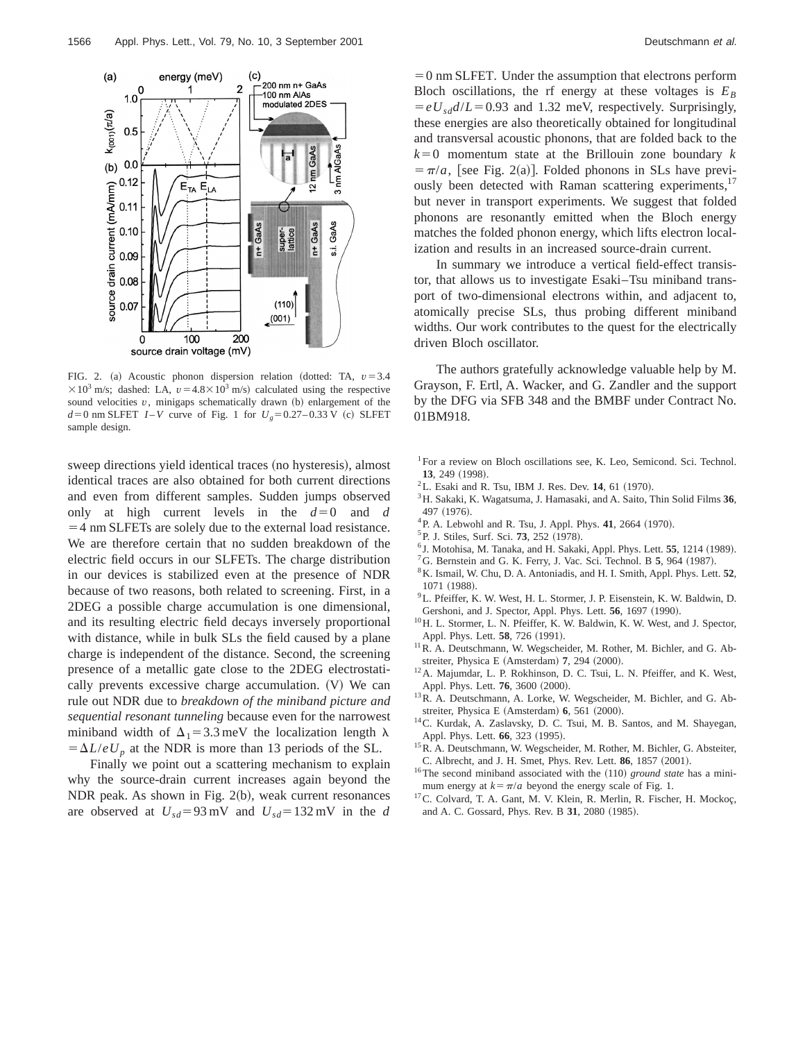(a) energy (meV)

0 1 2

1.0

0.5

0.0

$k_{(001)}(\pi/a)$

(b)

0.12

0.11

0.10

0.09

0.08

0.07

source drain current (mA/mm)

$E_{TA}$ $E_{LA}$

0 100 200

source drain voltage (mV)

(c)

200 nm n+ GaAs

100 nm AlAs

modulated 2DES

a

12 nm GaAs

3 nm AlGaAs

n+ GaAs

super-lattice

n+ GaAs

s.i. GaAs

(110)

(001)

FIG. 2. (a) Acoustic phonon dispersion relation (dotted: TA, $v=3.4\times10^3$ m/s; dashed: LA, $v=4.8\times10^3$ m/s) calculated using the respective sound velocities $v$, minigaps schematically drawn (b) enlargement of the $d=0$ nm SLFET $I$–$V$ curve of Fig. 1 for $U_g=0.27$–$0.33$ V (c) SLFET sample design.

sweep directions yield identical traces (no hysteresis), almost identical traces are also obtained for both current directions and even from different samples. Sudden jumps observed only at high current levels in the $d=0$ and $d=4$ nm SLFETs are solely due to the external load resistance. We are therefore certain that no sudden breakdown of the electric field occurs in our SLFETs. The charge distribution in our devices is stabilized even at the presence of NDR because of two reasons, both related to screening. First, in a 2DEG a possible charge accumulation is one dimensional, and its resulting electric field decays inversely proportional with distance, while in bulk SLs the field caused by a plane charge is independent of the distance. Second, the screening presence of a metallic gate close to the 2DEG electrostatically prevents excessive charge accumulation. (V) We can rule out NDR due to *breakdown of the miniband picture and sequential resonant tunneling* because even for the narrowest miniband width of $\Delta_1=3.3$ meV the localization length $\lambda=\Delta L/eU_p$ at the NDR is more than 13 periods of the SL.

Finally we point out a scattering mechanism to explain why the source-drain current increases again beyond the NDR peak. As shown in Fig. 2(b), weak current resonances are observed at $U_{sd}=93$ mV and $U_{sd}=132$ mV in the $d=0$ nm SLFET. Under the assumption that electrons perform Bloch oscillations, the rf energy at these voltages is $E_B=eU_{sd}d/L=0.93$ and 1.32 meV, respectively. Surprisingly, these energies are also theoretically obtained for longitudinal and transversal acoustic phonons, that are folded back to the $k=0$ momentum state at the Brillouin zone boundary $k=\pi/a$, [see Fig. 2(a)]. Folded phonons in SLs have previously been detected with Raman scattering experiments,[17] but never in transport experiments. We suggest that folded phonons are resonantly emitted when the Bloch energy matches the folded phonon energy, which lifts electron localization and results in an increased source-drain current.

In summary we introduce a vertical field-effect transistor, that allows us to investigate Esaki–Tsu miniband transport of two-dimensional electrons within, and adjacent to, atomically precise SLs, thus probing different miniband widths. Our work contributes to the quest for the electrically driven Bloch oscillator.

The authors gratefully acknowledge valuable help by M. Grayson, F. Ertl, A. Wacker, and G. Zandler and the support by the DFG via SFB 348 and the BMBF under Contract No. 01BM918.

[1] For a review on Bloch oscillations see, K. Leo, Semicond. Sci. Technol. **13**, 249 (1998).

[2] L. Esaki and R. Tsu, IBM J. Res. Dev. **14**, 61 (1970).

[3] H. Sakaki, K. Wagatsuma, J. Hamasaki, and A. Saito, Thin Solid Films **36**, 497 (1976).

[4] P. A. Lebwohl and R. Tsu, J. Appl. Phys. **41**, 2664 (1970).

[5] P. J. Stiles, Surf. Sci. **73**, 252 (1978).

[6] J. Motohisa, M. Tanaka, and H. Sakaki, Appl. Phys. Lett. **55**, 1214 (1989).

[7] G. Bernstein and G. K. Ferry, J. Vac. Sci. Technol. B **5**, 964 (1987).

[8] K. Ismail, W. Chu, D. A. Antoniadis, and H. I. Smith, Appl. Phys. Lett. **52**, 1071 (1988).

[9] L. Pfeiffer, K. W. West, H. L. Stormer, J. P. Eisenstein, K. W. Baldwin, D. Gershoni, and J. Spector, Appl. Phys. Lett. **56**, 1697 (1990).

[10] H. L. Stormer, L. N. Pfeiffer, K. W. Baldwin, K. W. West, and J. Spector, Appl. Phys. Lett. **58**, 726 (1991).

[11] R. A. Deutschmann, W. Wegscheider, M. Rother, M. Bichler, and G. Abstreiter, Physica E (Amsterdam) **7**, 294 (2000).

[12] A. Majumdar, L. P. Rokhinson, D. C. Tsui, L. N. Pfeiffer, and K. West, Appl. Phys. Lett. **76**, 3600 (2000).

[13] R. A. Deutschmann, A. Lorke, W. Wegscheider, M. Bichler, and G. Abstreiter, Physica E (Amsterdam) **6**, 561 (2000).

[14] C. Kurdak, A. Zaslavsky, D. C. Tsui, M. B. Santos, and M. Shayegan, Appl. Phys. Lett. **66**, 323 (1995).

[15] R. A. Deutschmann, W. Wegscheider, M. Rother, M. Bichler, G. Abstreiter, C. Albrecht, and J. H. Smet, Phys. Rev. Lett. **86**, 1857 (2001).

[16] The second miniband associated with the (110) *ground state* has a minimum energy at $k=\pi/a$ beyond the energy scale of Fig. 1.

[17] C. Colvard, T. A. Gant, M. V. Klein, R. Merlin, R. Fischer, H. Morkoç, and A. C. Gossard, Phys. Rev. B **31**, 2080 (1985).